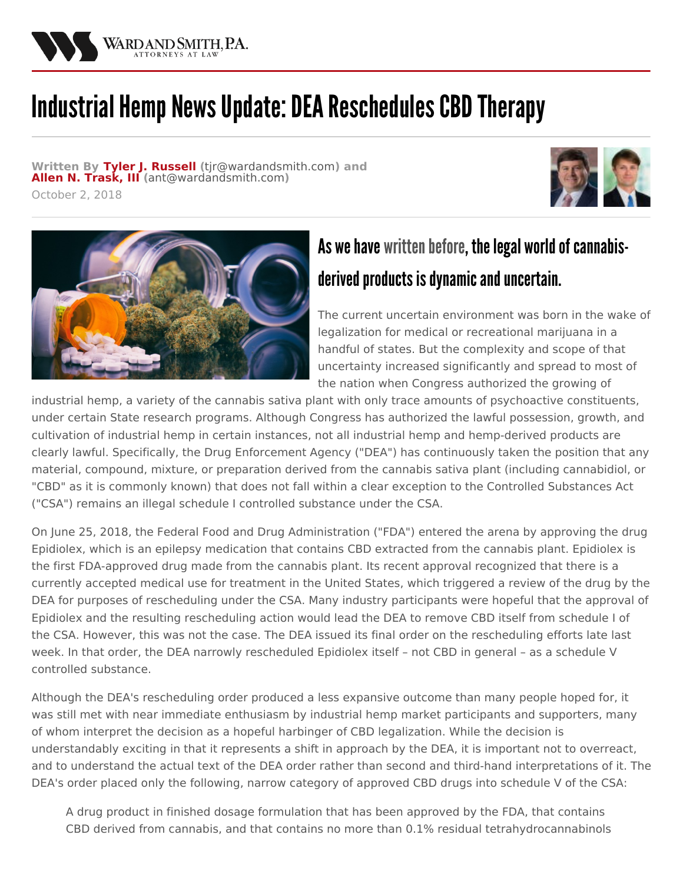# Industrial Hemp News Update: DEA Reschedules CBD Therapy

**Written By Tyler J. Russell** (tjr@wardandsmith.com) **and Allen N. Trask, III** (ant@wardandsmith.com)

October 2, 2018

## As we have written before, the legal world of cannabis-derived products is dynamic and uncertain.

The current uncertain environment was born in the wake of legalization for medical or recreational marijuana in a handful of states. But the complexity and scope of that uncertainty increased significantly and spread to most of the nation when Congress authorized the growing of industrial hemp, a variety of the cannabis sativa plant with only trace amounts of psychoactive constituents, under certain State research programs. Although Congress has authorized the lawful possession, growth, and cultivation of industrial hemp in certain instances, not all industrial hemp and hemp-derived products are clearly lawful. Specifically, the Drug Enforcement Agency ("DEA") has continuously taken the position that any material, compound, mixture, or preparation derived from the cannabis sativa plant (including cannabidiol, or "CBD" as it is commonly known) that does not fall within a clear exception to the Controlled Substances Act ("CSA") remains an illegal schedule I controlled substance under the CSA.

On June 25, 2018, the Federal Food and Drug Administration ("FDA") entered the arena by approving the drug Epidiolex, which is an epilepsy medication that contains CBD extracted from the cannabis plant. Epidiolex is the first FDA-approved drug made from the cannabis plant. Its recent approval recognized that there is a currently accepted medical use for treatment in the United States, which triggered a review of the drug by the DEA for purposes of rescheduling under the CSA. Many industry participants were hopeful that the approval of Epidiolex and the resulting rescheduling action would lead the DEA to remove CBD itself from schedule I of the CSA. However, this was not the case. The DEA issued its final order on the rescheduling efforts late last week. In that order, the DEA narrowly rescheduled Epidiolex itself – not CBD in general – as a schedule V controlled substance.

Although the DEA's rescheduling order produced a less expansive outcome than many people hoped for, it was still met with near immediate enthusiasm by industrial hemp market participants and supporters, many of whom interpret the decision as a hopeful harbinger of CBD legalization. While the decision is understandably exciting in that it represents a shift in approach by the DEA, it is important not to overreact, and to understand the actual text of the DEA order rather than second and third-hand interpretations of it. The DEA's order placed only the following, narrow category of approved CBD drugs into schedule V of the CSA:

> A drug product in finished dosage formulation that has been approved by the FDA, that contains CBD derived from cannabis, and that contains no more than 0.1% residual tetrahydrocannabinols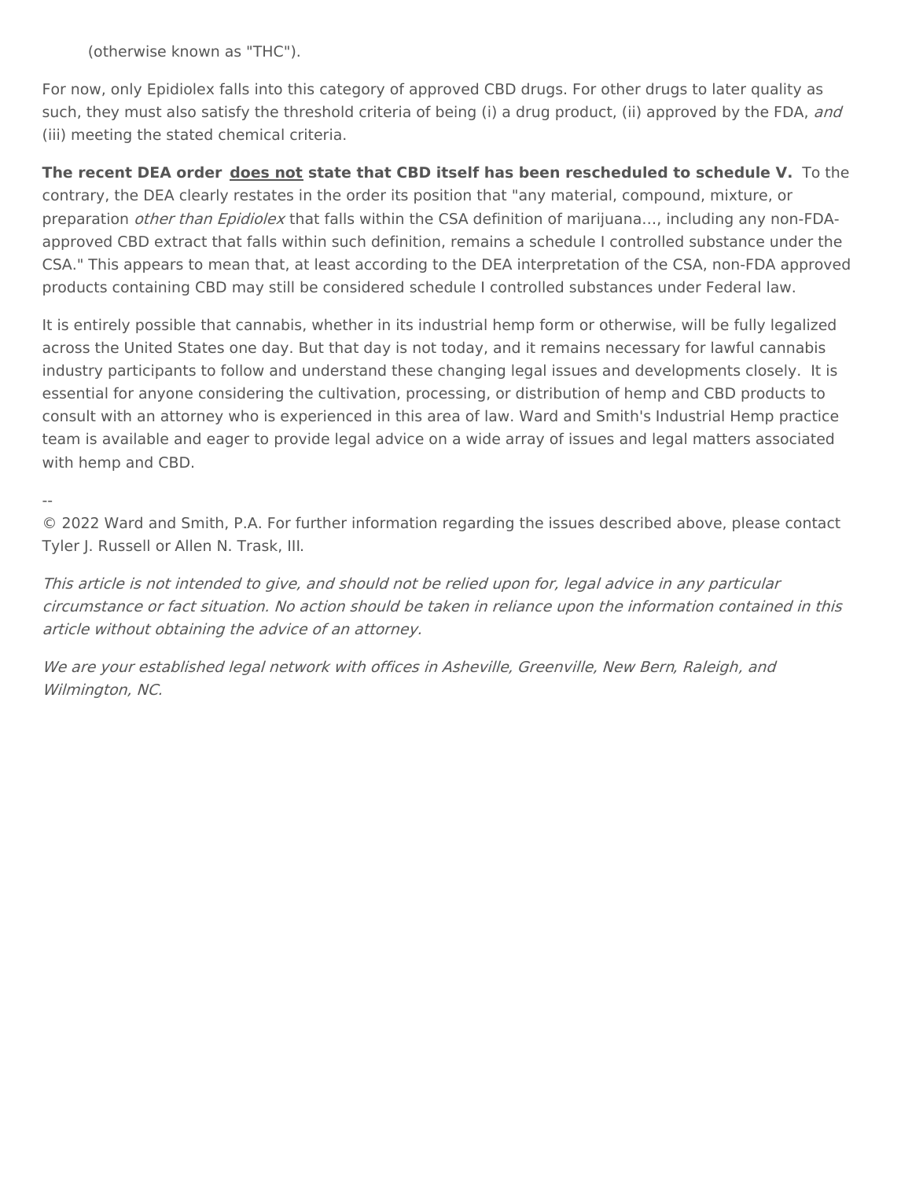(otherwise known as "THC").

For now, only Epidiolex falls into this category of approved CBD drugs. For other drugs to later quality as such, they must also satisfy the threshold criteria of being (i) a drug product, (ii) approved by the FDA, *and* (iii) meeting the stated chemical criteria.

**The recent DEA order <u>does not</u> state that CBD itself has been rescheduled to schedule V.** To the contrary, the DEA clearly restates in the order its position that "any material, compound, mixture, or preparation *other than Epidiolex* that falls within the CSA definition of marijuana..., including any non-FDA-approved CBD extract that falls within such definition, remains a schedule I controlled substance under the CSA." This appears to mean that, at least according to the DEA interpretation of the CSA, non-FDA approved products containing CBD may still be considered schedule I controlled substances under Federal law.

It is entirely possible that cannabis, whether in its industrial hemp form or otherwise, will be fully legalized across the United States one day. But that day is not today, and it remains necessary for lawful cannabis industry participants to follow and understand these changing legal issues and developments closely. It is essential for anyone considering the cultivation, processing, or distribution of hemp and CBD products to consult with an attorney who is experienced in this area of law. Ward and Smith's Industrial Hemp practice team is available and eager to provide legal advice on a wide array of issues and legal matters associated with hemp and CBD.

--

© 2022 Ward and Smith, P.A. For further information regarding the issues described above, please contact Tyler J. Russell or Allen N. Trask, III.

*This article is not intended to give, and should not be relied upon for, legal advice in any particular circumstance or fact situation. No action should be taken in reliance upon the information contained in this article without obtaining the advice of an attorney.*

*We are your established legal network with offices in Asheville, Greenville, New Bern, Raleigh, and Wilmington, NC.*